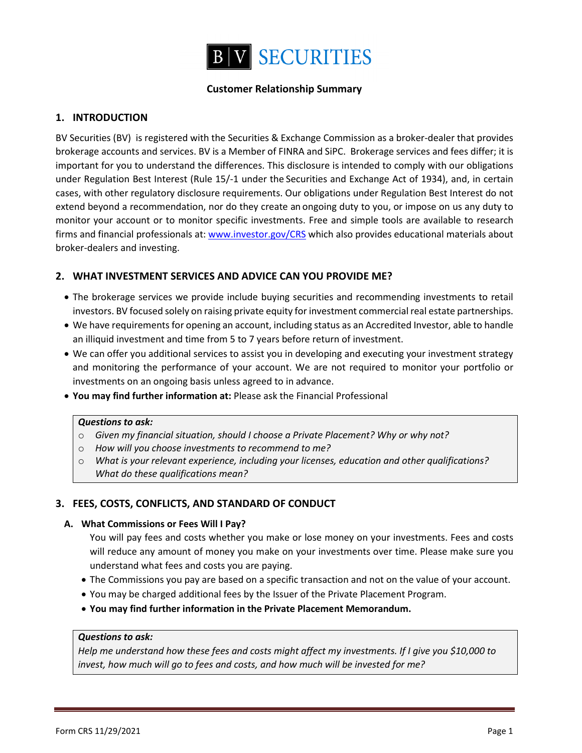# BV SECURITIES

**Customer Relationship Summary**

## 1. INTRODUCTION

BV Securities (BV) is registered with the Securities & Exchange Commission as a broker-dealer that provides brokerage accounts and services. BV is a Member of FINRA and SiPC. Brokerage services and fees differ; it is important for you to understand the differences. This disclosure is intended to comply with our obligations under Regulation Best Interest (Rule 15/-1 under the Securities and Exchange Act of 1934), and, in certain cases, with other regulatory disclosure requirements. Our obligations under Regulation Best Interest do not extend beyond a recommendation, nor do they create an ongoing duty to you, or impose on us any duty to monitor your account or to monitor specific investments. Free and simple tools are available to research firms and financial professionals at: www.investor.gov/CRS which also provides educational materials about broker-dealers and investing.

## 2. WHAT INVESTMENT SERVICES AND ADVICE CAN YOU PROVIDE ME?

- The brokerage services we provide include buying securities and recommending investments to retail investors. BV focused solely on raising private equity for investment commercial real estate partnerships.
- We have requirements for opening an account, including status as an Accredited Investor, able to handle an illiquid investment and time from 5 to 7 years before return of investment.
- We can offer you additional services to assist you in developing and executing your investment strategy and monitoring the performance of your account. We are not required to monitor your portfolio or investments on an ongoing basis unless agreed to in advance.
- **You may find further information at:** Please ask the Financial Professional

> ***Questions to ask:***
> - *Given my financial situation, should I choose a Private Placement? Why or why not?*
> - *How will you choose investments to recommend to me?*
> - *What is your relevant experience, including your licenses, education and other qualifications? What do these qualifications mean?*

## 3. FEES, COSTS, CONFLICTS, AND STANDARD OF CONDUCT

### A. What Commissions or Fees Will I Pay?

You will pay fees and costs whether you make or lose money on your investments. Fees and costs will reduce any amount of money you make on your investments over time. Please make sure you understand what fees and costs you are paying.

- The Commissions you pay are based on a specific transaction and not on the value of your account.
- You may be charged additional fees by the Issuer of the Private Placement Program.
- **You may find further information in the Private Placement Memorandum.**

> ***Questions to ask:***
> *Help me understand how these fees and costs might affect my investments. If I give you $10,000 to invest, how much will go to fees and costs, and how much will be invested for me?*

Form CRS 11/29/2021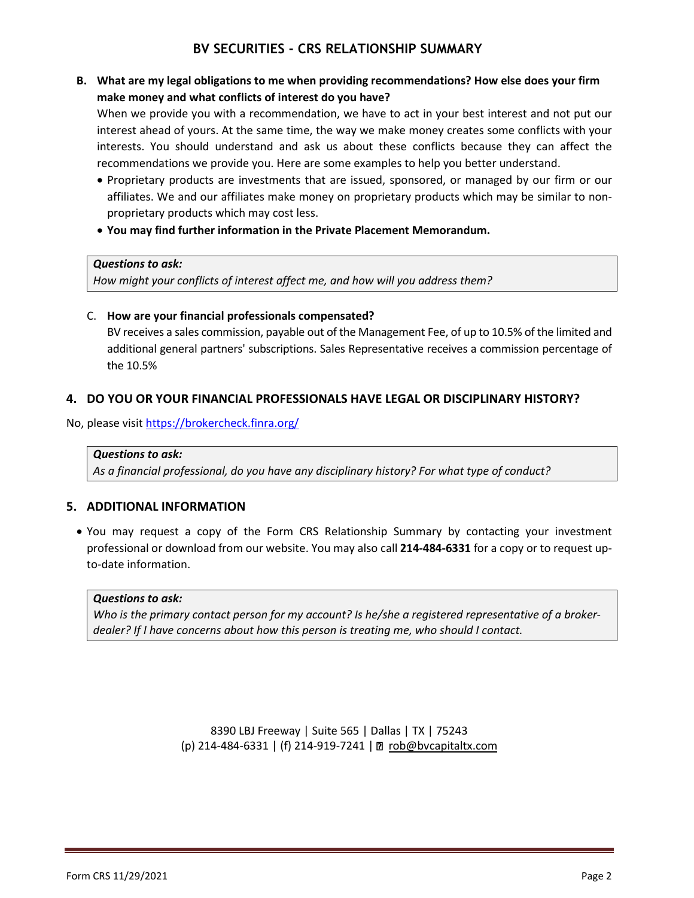**B. What are my legal obligations to me when providing recommendations? How else does your firm make money and what conflicts of interest do you have?**

When we provide you with a recommendation, we have to act in your best interest and not put our interest ahead of yours. At the same time, the way we make money creates some conflicts with your interests. You should understand and ask us about these conflicts because they can affect the recommendations we provide you. Here are some examples to help you better understand.

- Proprietary products are investments that are issued, sponsored, or managed by our firm or our affiliates. We and our affiliates make money on proprietary products which may be similar to non-proprietary products which may cost less.
- **You may find further information in the Private Placement Memorandum.**

| |
|---|
| ***Questions to ask:*** |
| *How might your conflicts of interest affect me, and how will you address them?* |

C. **How are your financial professionals compensated?**

BV receives a sales commission, payable out of the Management Fee, of up to 10.5% of the limited and additional general partners' subscriptions. Sales Representative receives a commission percentage of the 10.5%

## 4. DO YOU OR YOUR FINANCIAL PROFESSIONALS HAVE LEGAL OR DISCIPLINARY HISTORY?

No, please visit https://brokercheck.finra.org/

| |
|---|
| ***Questions to ask:*** |
| *As a financial professional, do you have any disciplinary history? For what type of conduct?* |

## 5. ADDITIONAL INFORMATION

- You may request a copy of the Form CRS Relationship Summary by contacting your investment professional or download from our website. You may also call **214-484-6331** for a copy or to request up-to-date information.

| |
|---|
| ***Questions to ask:*** |
| *Who is the primary contact person for my account? Is he/she a registered representative of a broker-dealer? If I have concerns about how this person is treating me, who should I contact.* |

8390 LBJ Freeway | Suite 565 | Dallas | TX | 75243
(p) 214-484-6331 | (f) 214-919-7241 | rob@bvcapitaltx.com

Form CRS 11/29/2021